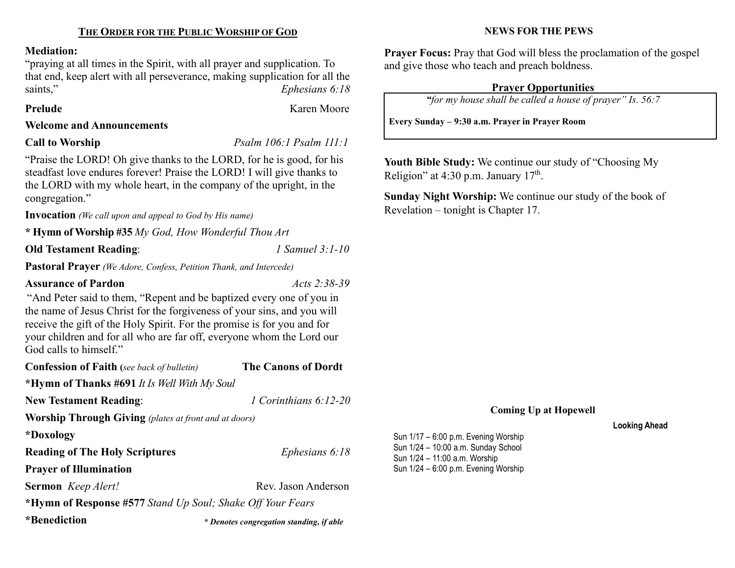## THE ORDER FOR THE PUBLIC WORSHIP OF GOD

**Mediation:**

"praying at all times in the Spirit, with all prayer and supplication. To that end, keep alert with all perseverance, making supplication for all the saints," *Ephesians 6:18*

**Prelude** Karen Moore

**Welcome and Announcements**

**Call to Worship** *Psalm 106:1 Psalm 111:1*

"Praise the LORD! Oh give thanks to the LORD, for he is good, for his steadfast love endures forever! Praise the LORD! I will give thanks to the LORD with my whole heart, in the company of the upright, in the congregation."

**Invocation** *(We call upon and appeal to God by His name)*

**\* Hymn of Worship #35** *My God, How Wonderful Thou Art*

**Old Testament Reading**: *1 Samuel 3:1-10*

**Pastoral Prayer** *(We Adore, Confess, Petition Thank, and Intercede)*

**Assurance of Pardon** *Acts 2:38-39*

"And Peter said to them, "Repent and be baptized every one of you in the name of Jesus Christ for the forgiveness of your sins, and you will receive the gift of the Holy Spirit. For the promise is for you and for your children and for all who are far off, everyone whom the Lord our God calls to himself."

**Confession of Faith (***see back of bulletin)* **The Canons of Dordt**

**\*Hymn of Thanks #691** *It Is Well With My Soul*

**New Testament Reading**: *1 Corinthians 6:12-20*

**Worship Through Giving** *(plates at front and at doors)*

**\*Doxology**

**Reading of The Holy Scriptures** *Ephesians 6:18*

**Prayer of Illumination**

**Sermon** *Keep Alert!* Rev. Jason Anderson

**\*Hymn of Response #577** *Stand Up Soul; Shake Off Your Fears*

**\*Benediction**

***\* Denotes congregation standing, if able***

## NEWS FOR THE PEWS

**Prayer Focus:** Pray that God will bless the proclamation of the gospel and give those who teach and preach boldness.

**Prayer Opportunities**

*"for my house shall be called a house of prayer" Is. 56:7*

**Every Sunday – 9:30 a.m. Prayer in Prayer Room**

**Youth Bible Study:** We continue our study of "Choosing My Religion" at 4:30 p.m. January 17th.

**Sunday Night Worship:** We continue our study of the book of Revelation – tonight is Chapter 17.

**Coming Up at Hopewell**

**Looking Ahead**

Sun 1/17 – 6:00 p.m. Evening Worship
Sun 1/24 – 10:00 a.m. Sunday School
Sun 1/24 – 11:00 a.m. Worship
Sun 1/24 – 6:00 p.m. Evening Worship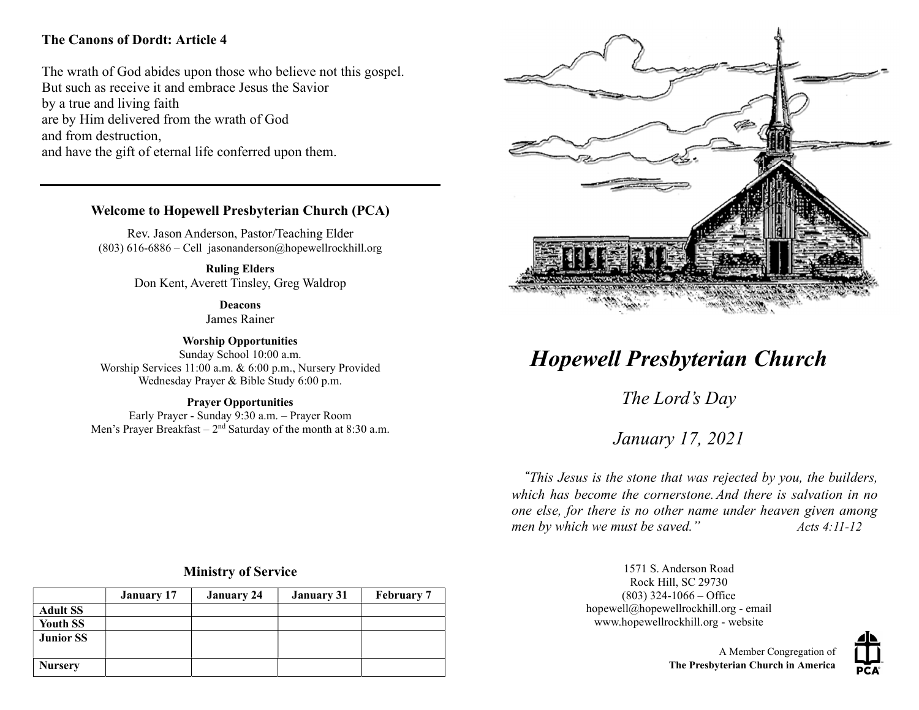**The Canons of Dordt: Article 4**

The wrath of God abides upon those who believe not this gospel.
But such as receive it and embrace Jesus the Savior
by a true and living faith
are by Him delivered from the wrath of God
and from destruction,
and have the gift of eternal life conferred upon them.

---

### Welcome to Hopewell Presbyterian Church (PCA)

Rev. Jason Anderson, Pastor/Teaching Elder
(803) 616-6886 – Cell jasonanderson@hopewellrockhill.org

**Ruling Elders**
Don Kent, Averett Tinsley, Greg Waldrop

**Deacons**
James Rainer

**Worship Opportunities**
Sunday School 10:00 a.m.
Worship Services 11:00 a.m. & 6:00 p.m., Nursery Provided
Wednesday Prayer & Bible Study 6:00 p.m.

**Prayer Opportunities**
Early Prayer - Sunday 9:30 a.m. – Prayer Room
Men's Prayer Breakfast – 2nd Saturday of the month at 8:30 a.m.

### Ministry of Service

| | January 17 | January 24 | January 31 | February 7 |
|---|---|---|---|---|
| **Adult SS** | | | | |
| **Youth SS** | | | | |
| **Junior SS** | | | | |
| **Nursery** | | | | |

# *Hopewell Presbyterian Church*

*The Lord's Day*

*January 17, 2021*

*"This Jesus is the stone that was rejected by you, the builders, which has become the cornerstone. And there is salvation in no one else, for there is no other name under heaven given among men by which we must be saved."* *Acts 4:11-12*

1571 S. Anderson Road
Rock Hill, SC 29730
(803) 324-1066 – Office
hopewell@hopewellrockhill.org - email
www.hopewellrockhill.org - website

A Member Congregation of
**The Presbyterian Church in America**